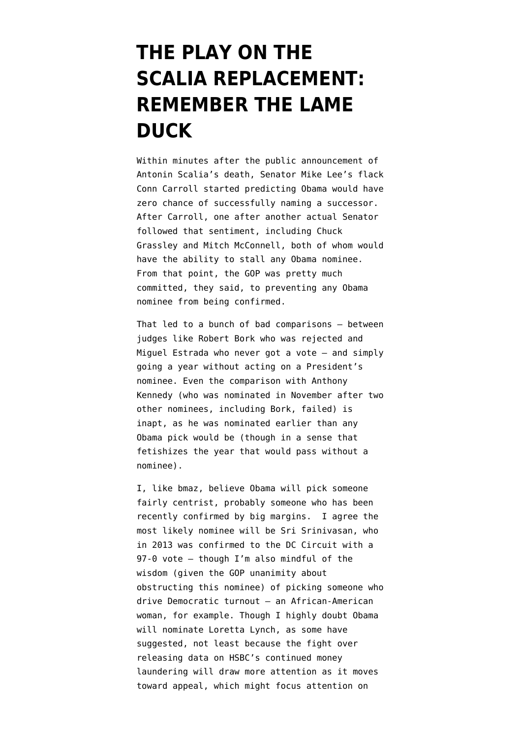# THE PLAY ON THE SCALIA REPLACEMENT: REMEMBER THE LAME DUCK

Within minutes after the public announcement of Antonin Scalia's death, Senator Mike Lee's flack Conn Carroll started predicting Obama would have zero chance of successfully naming a successor. After Carroll, one after another actual Senator followed that sentiment, including Chuck Grassley and Mitch McConnell, both of whom would have the ability to stall any Obama nominee. From that point, the GOP was pretty much committed, they said, to preventing any Obama nominee from being confirmed.

That led to a bunch of bad comparisons — between judges like Robert Bork who was rejected and Miguel Estrada who never got a vote — and simply going a year without acting on a President's nominee. Even the comparison with Anthony Kennedy (who was nominated in November after two other nominees, including Bork, failed) is inapt, as he was nominated earlier than any Obama pick would be (though in a sense that fetishizes the year that would pass without a nominee).

I, like bmaz, believe Obama will pick someone fairly centrist, probably someone who has been recently confirmed by big margins. I agree the most likely nominee will be Sri Srinivasan, who in 2013 was confirmed to the DC Circuit with a 97-0 vote — though I'm also mindful of the wisdom (given the GOP unanimity about obstructing this nominee) of picking someone who drive Democratic turnout — an African-American woman, for example. Though I highly doubt Obama will nominate Loretta Lynch, as some have suggested, not least because the fight over releasing data on HSBC's continued money laundering will draw more attention as it moves toward appeal, which might focus attention on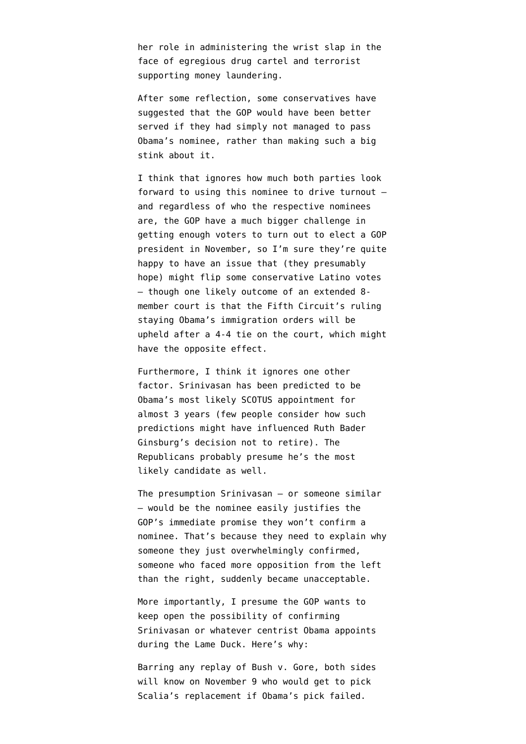her role in administering the wrist slap in the face of egregious drug cartel and terrorist supporting money laundering.

After some reflection, some conservatives have suggested that the GOP would have been better served if they had simply not managed to pass Obama's nominee, rather than making such a big stink about it.

I think that ignores how much both parties look forward to using this nominee to drive turnout — and regardless of who the respective nominees are, the GOP have a much bigger challenge in getting enough voters to turn out to elect a GOP president in November, so I'm sure they're quite happy to have an issue that (they presumably hope) might flip some conservative Latino votes — though one likely outcome of an extended 8-member court is that the Fifth Circuit's ruling staying Obama's immigration orders will be upheld after a 4-4 tie on the court, which might have the opposite effect.

Furthermore, I think it ignores one other factor. Srinivasan has been predicted to be Obama's most likely SCOTUS appointment for almost 3 years (few people consider how such predictions might have influenced Ruth Bader Ginsburg's decision not to retire). The Republicans probably presume he's the most likely candidate as well.

The presumption Srinivasan — or someone similar — would be the nominee easily justifies the GOP's immediate promise they won't confirm a nominee. That's because they need to explain why someone they just overwhelmingly confirmed, someone who faced more opposition from the left than the right, suddenly became unacceptable.

More importantly, I presume the GOP wants to keep open the possibility of confirming Srinivasan or whatever centrist Obama appoints during the Lame Duck. Here's why:

Barring any replay of Bush v. Gore, both sides will know on November 9 who would get to pick Scalia's replacement if Obama's pick failed.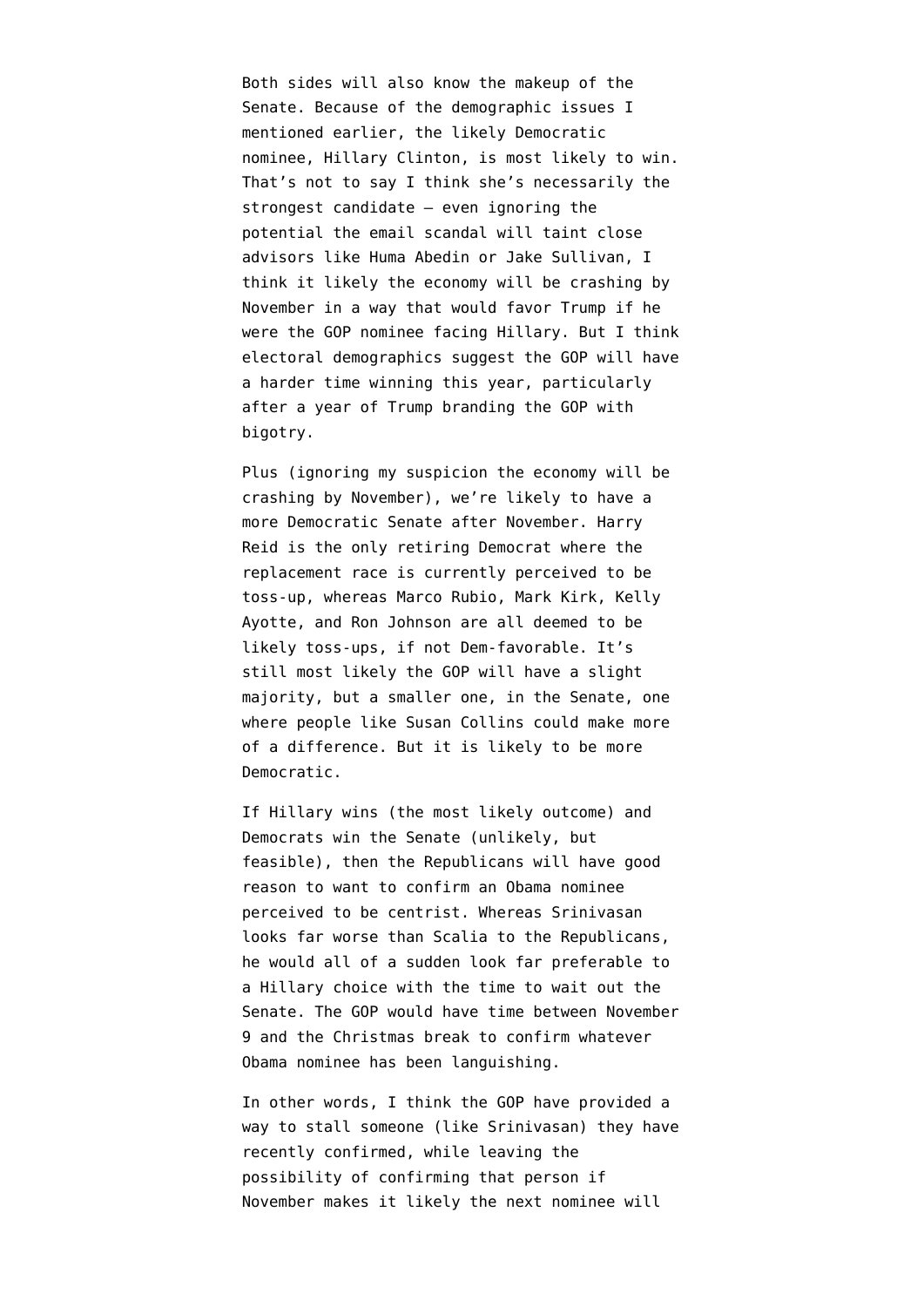Both sides will also know the makeup of the Senate. Because of the demographic issues I mentioned earlier, the likely Democratic nominee, Hillary Clinton, is most likely to win. That's not to say I think she's necessarily the strongest candidate — even ignoring the potential the email scandal will taint close advisors like Huma Abedin or Jake Sullivan, I think it likely the economy will be crashing by November in a way that would favor Trump if he were the GOP nominee facing Hillary. But I think electoral demographics suggest the GOP will have a harder time winning this year, particularly after a year of Trump branding the GOP with bigotry.

Plus (ignoring my suspicion the economy will be crashing by November), we're likely to have a more Democratic Senate after November. Harry Reid is the only retiring Democrat where the replacement race is currently perceived to be toss-up, whereas Marco Rubio, Mark Kirk, Kelly Ayotte, and Ron Johnson are all deemed to be likely toss-ups, if not Dem-favorable. It's still most likely the GOP will have a slight majority, but a smaller one, in the Senate, one where people like Susan Collins could make more of a difference. But it is likely to be more Democratic.

If Hillary wins (the most likely outcome) and Democrats win the Senate (unlikely, but feasible), then the Republicans will have good reason to want to confirm an Obama nominee perceived to be centrist. Whereas Srinivasan looks far worse than Scalia to the Republicans, he would all of a sudden look far preferable to a Hillary choice with the time to wait out the Senate. The GOP would have time between November 9 and the Christmas break to confirm whatever Obama nominee has been languishing.

In other words, I think the GOP have provided a way to stall someone (like Srinivasan) they have recently confirmed, while leaving the possibility of confirming that person if November makes it likely the next nominee will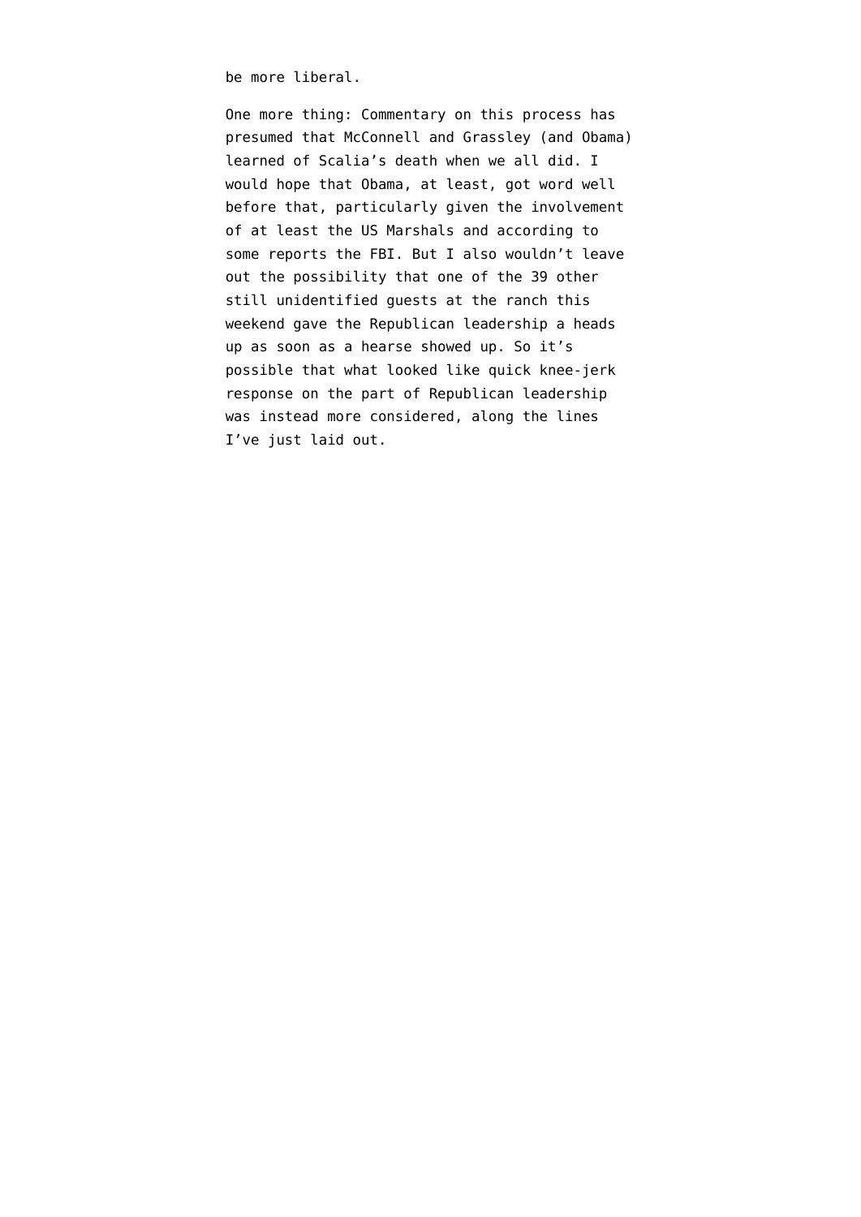be more liberal.

One more thing: Commentary on this process has presumed that McConnell and Grassley (and Obama) learned of Scalia's death when we all did. I would hope that Obama, at least, got word well before that, particularly given the involvement of at least the US Marshals and according to some reports the FBI. But I also wouldn't leave out the possibility that one of the 39 other still unidentified guests at the ranch this weekend gave the Republican leadership a heads up as soon as a hearse showed up. So it's possible that what looked like quick knee-jerk response on the part of Republican leadership was instead more considered, along the lines I've just laid out.